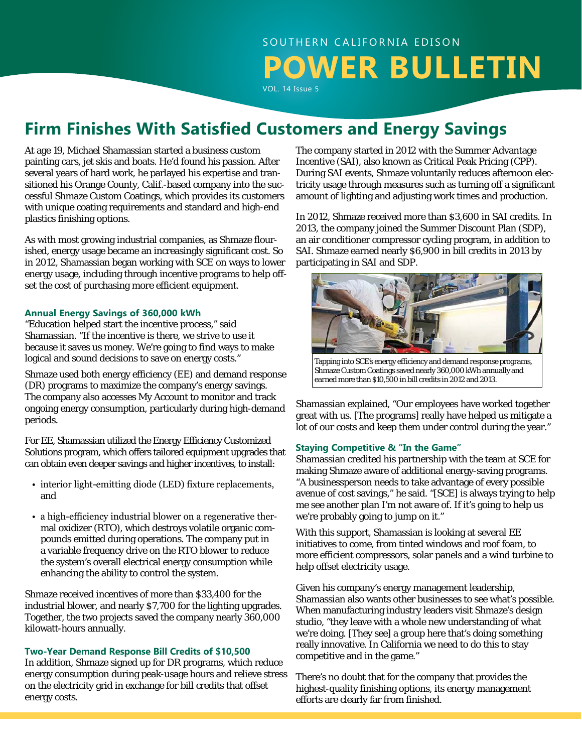SOUTHERN CALIFORNIA EDISON

# POWER BULLETIN

VOL. 14 Issue 5

## Firm Finishes With Satisfied Customers and Energy Savings

At age 19, Michael Shamassian started a business custom painting cars, jet skis and boats. He'd found his passion. After several years of hard work, he parlayed his expertise and transitioned his Orange County, Calif.-based company into the successful Shmaze Custom Coatings, which provides its customers with unique coating requirements and standard and high-end plastics finishing options.

As with most growing industrial companies, as Shmaze flourished, energy usage became an increasingly significant cost. So in 2012, Shamassian began working with SCE on ways to lower energy usage, including through incentive programs to help offset the cost of purchasing more efficient equipment.

### Annual Energy Savings of 360,000 kWh

"Education helped start the incentive process," said Shamassian. "If the incentive is there, we strive to use it because it saves us money. We're going to find ways to make logical and sound decisions to save on energy costs."

Shmaze used both energy efficiency (EE) and demand response (DR) programs to maximize the company's energy savings. The company also accesses My Account to monitor and track ongoing energy consumption, particularly during high-demand periods.

For EE, Shamassian utilized the Energy Efficiency Customized Solutions program, which offers tailored equipment upgrades that can obtain even deeper savings and higher incentives, to install:

- interior light-emitting diode (LED) fixture replacements, and
- a high-efficiency industrial blower on a regenerative thermal oxidizer (RTO), which destroys volatile organic compounds emitted during operations. The company put in a variable frequency drive on the RTO blower to reduce the system's overall electrical energy consumption while enhancing the ability to control the system.

Shmaze received incentives of more than $33,400 for the industrial blower, and nearly $7,700 for the lighting upgrades. Together, the two projects saved the company nearly 360,000 kilowatt-hours annually.

### Two-Year Demand Response Bill Credits of $10,500

In addition, Shmaze signed up for DR programs, which reduce energy consumption during peak-usage hours and relieve stress on the electricity grid in exchange for bill credits that offset energy costs.

The company started in 2012 with the Summer Advantage Incentive (SAI), also known as Critical Peak Pricing (CPP). During SAI events, Shmaze voluntarily reduces afternoon electricity usage through measures such as turning off a significant amount of lighting and adjusting work times and production.

In 2012, Shmaze received more than $3,600 in SAI credits. In 2013, the company joined the Summer Discount Plan (SDP), an air conditioner compressor cycling program, in addition to SAI. Shmaze earned nearly $6,900 in bill credits in 2013 by participating in SAI and SDP.

Tapping into SCE's energy efficiency and demand response programs, Shmaze Custom Coatings saved nearly 360,000 kWh annually and earned more than $10,500 in bill credits in 2012 and 2013.

Shamassian explained, "Our employees have worked together great with us. [The programs] really have helped us mitigate a lot of our costs and keep them under control during the year."

### Staying Competitive & "In the Game"

Shamassian credited his partnership with the team at SCE for making Shmaze aware of additional energy-saving programs. "A businessperson needs to take advantage of every possible avenue of cost savings," he said. "[SCE] is always trying to help me see another plan I'm not aware of. If it's going to help us we're probably going to jump on it."

With this support, Shamassian is looking at several EE initiatives to come, from tinted windows and roof foam, to more efficient compressors, solar panels and a wind turbine to help offset electricity usage.

Given his company's energy management leadership, Shamassian also wants other businesses to see what's possible. When manufacturing industry leaders visit Shmaze's design studio, "they leave with a whole new understanding of what we're doing. [They see] a group here that's doing something really innovative. In California we need to do this to stay competitive and in the game."

There's no doubt that for the company that provides the highest-quality finishing options, its energy management efforts are clearly far from finished.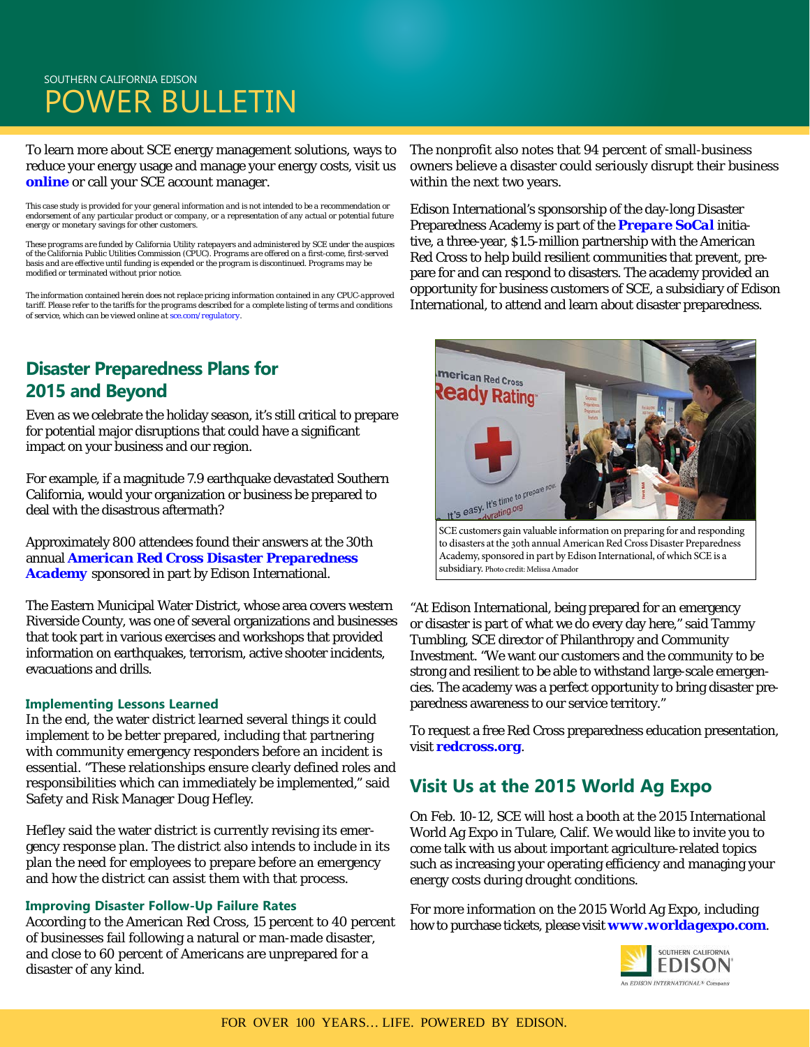# SOUTHERN CALIFORNIA EDISON
# POWER BULLETIN

To learn more about SCE energy management solutions, ways to reduce your energy usage and manage your energy costs, visit us **online** or call your SCE account manager.

*This case study is provided for your general information and is not intended to be a recommendation or endorsement of any particular product or company, or a representation of any actual or potential future energy or monetary savings for other customers.*

*These programs are funded by California Utility ratepayers and administered by SCE under the auspices of the California Public Utilities Commission (CPUC). Programs are offered on a first-come, first-served basis and are effective until funding is expended or the program is discontinued. Programs may be modified or terminated without prior notice.*

*The information contained herein does not replace pricing information contained in any CPUC-approved tariff. Please refer to the tariffs for the programs described for a complete listing of terms and conditions of service, which can be viewed online at sce.com/regulatory.*

## Disaster Preparedness Plans for 2015 and Beyond

Even as we celebrate the holiday season, it's still critical to prepare for potential major disruptions that could have a significant impact on your business and our region.

For example, if a magnitude 7.9 earthquake devastated Southern California, would your organization or business be prepared to deal with the disastrous aftermath?

Approximately 800 attendees found their answers at the 30th annual ***American Red Cross Disaster Preparedness Academy*** sponsored in part by Edison International.

The Eastern Municipal Water District, whose area covers western Riverside County, was one of several organizations and businesses that took part in various exercises and workshops that provided information on earthquakes, terrorism, active shooter incidents, evacuations and drills.

### Implementing Lessons Learned

In the end, the water district learned several things it could implement to be better prepared, including that partnering with community emergency responders before an incident is essential. "These relationships ensure clearly defined roles and responsibilities which can immediately be implemented," said Safety and Risk Manager Doug Hefley.

Hefley said the water district is currently revising its emergency response plan. The district also intends to include in its plan the need for employees to prepare before an emergency and how the district can assist them with that process.

### Improving Disaster Follow-Up Failure Rates

According to the American Red Cross, 15 percent to 40 percent of businesses fail following a natural or man-made disaster, and close to 60 percent of Americans are unprepared for a disaster of any kind.

The nonprofit also notes that 94 percent of small-business owners believe a disaster could seriously disrupt their business within the next two years.

Edison International's sponsorship of the day-long Disaster Preparedness Academy is part of the ***Prepare SoCal*** initiative, a three-year, $1.5-million partnership with the American Red Cross to help build resilient communities that prevent, prepare for and can respond to disasters. The academy provided an opportunity for business customers of SCE, a subsidiary of Edison International, to attend and learn about disaster preparedness.

SCE customers gain valuable information on preparing for and responding to disasters at the 30th annual American Red Cross Disaster Preparedness Academy, sponsored in part by Edison International, of which SCE is a subsidiary. Photo credit: Melissa Amador

"At Edison International, being prepared for an emergency or disaster is part of what we do every day here," said Tammy Tumbling, SCE director of Philanthropy and Community Investment. "We want our customers and the community to be strong and resilient to be able to withstand large-scale emergencies. The academy was a perfect opportunity to bring disaster preparedness awareness to our service territory."

To request a free Red Cross preparedness education presentation, visit **redcross.org**.

## Visit Us at the 2015 World Ag Expo

On Feb. 10-12, SCE will host a booth at the 2015 International World Ag Expo in Tulare, Calif. We would like to invite you to come talk with us about important agriculture-related topics such as increasing your operating efficiency and managing your energy costs during drought conditions.

For more information on the 2015 World Ag Expo, including how to purchase tickets, please visit **www.worldagexpo.com**.

SOUTHERN CALIFORNIA EDISON
An EDISON INTERNATIONAL® Company

FOR OVER 100 YEARS… LIFE. POWERED BY EDISON.